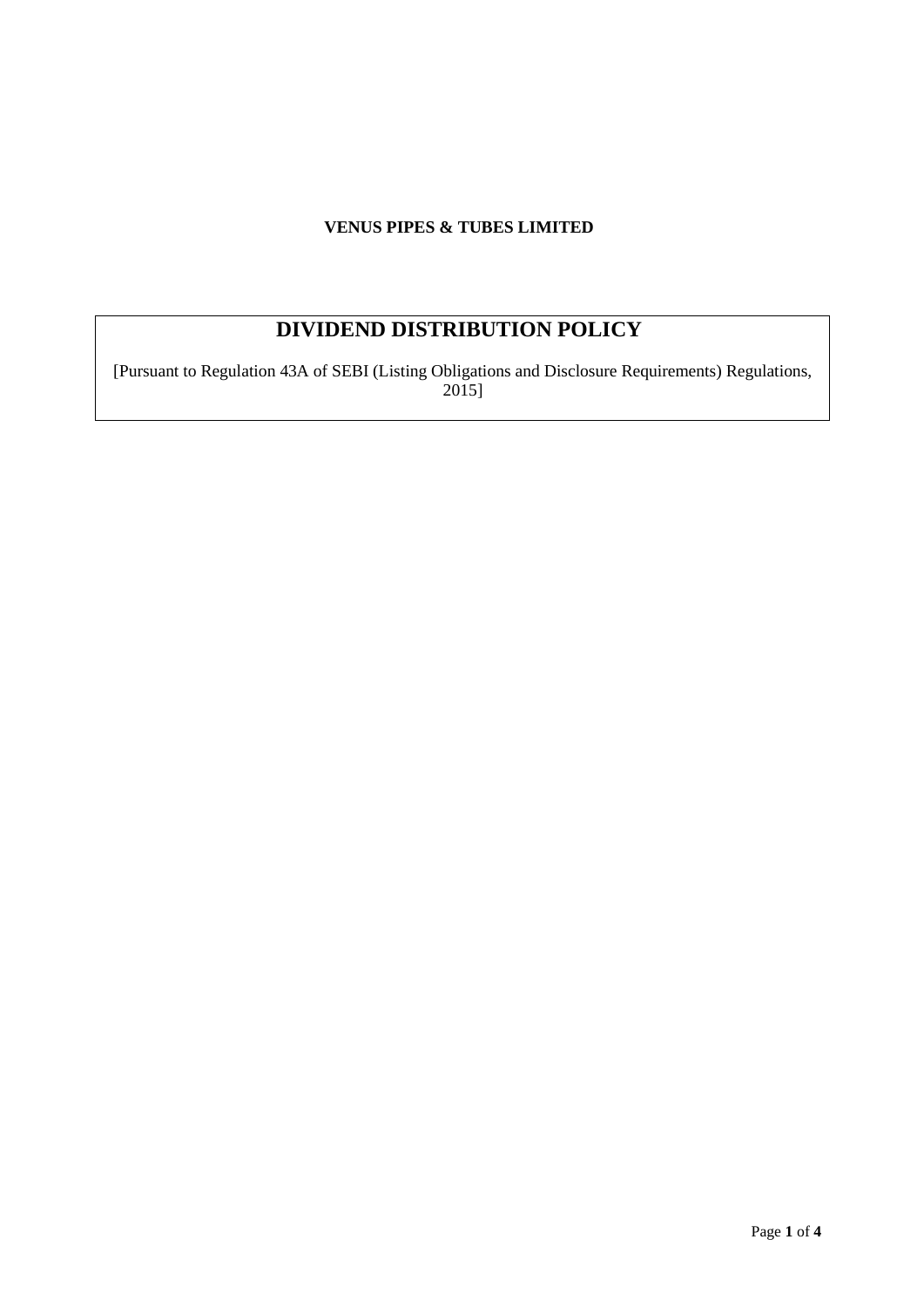**VENUS PIPES & TUBES LIMITED**

# DIVIDEND DISTRIBUTION POLICY

[Pursuant to Regulation 43A of SEBI (Listing Obligations and Disclosure Requirements) Regulations, 2015]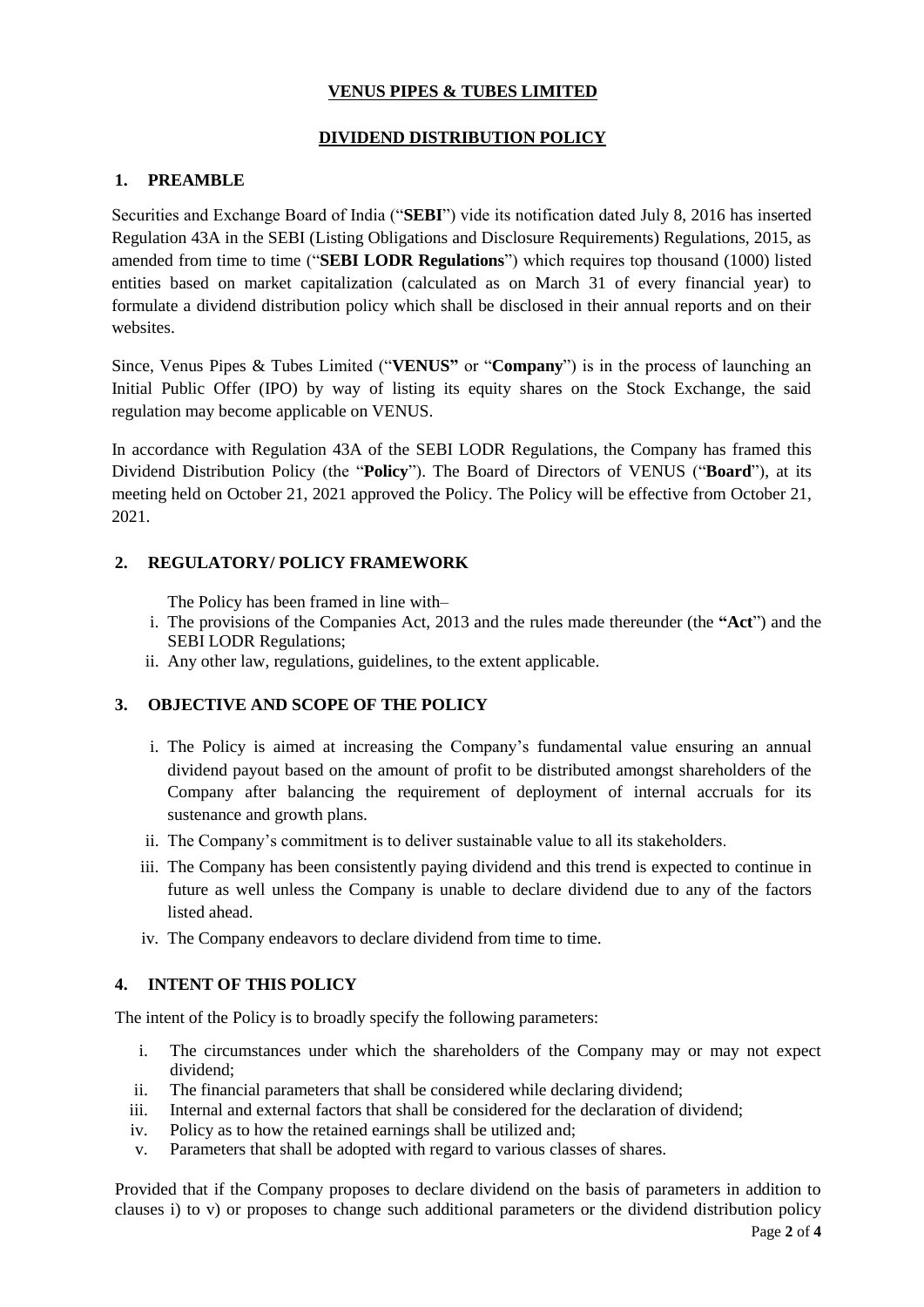# VENUS PIPES & TUBES LIMITED

## DIVIDEND DISTRIBUTION POLICY

### 1. PREAMBLE

Securities and Exchange Board of India ("**SEBI**") vide its notification dated July 8, 2016 has inserted Regulation 43A in the SEBI (Listing Obligations and Disclosure Requirements) Regulations, 2015, as amended from time to time ("**SEBI LODR Regulations**") which requires top thousand (1000) listed entities based on market capitalization (calculated as on March 31 of every financial year) to formulate a dividend distribution policy which shall be disclosed in their annual reports and on their websites.

Since, Venus Pipes & Tubes Limited ("**VENUS"** or "**Company**") is in the process of launching an Initial Public Offer (IPO) by way of listing its equity shares on the Stock Exchange, the said regulation may become applicable on VENUS.

In accordance with Regulation 43A of the SEBI LODR Regulations, the Company has framed this Dividend Distribution Policy (the "**Policy**"). The Board of Directors of VENUS ("**Board**"), at its meeting held on October 21, 2021 approved the Policy. The Policy will be effective from October 21, 2021.

### 2. REGULATORY/ POLICY FRAMEWORK

The Policy has been framed in line with–

i. The provisions of the Companies Act, 2013 and the rules made thereunder (the **"Act**") and the SEBI LODR Regulations;

ii. Any other law, regulations, guidelines, to the extent applicable.

### 3. OBJECTIVE AND SCOPE OF THE POLICY

i. The Policy is aimed at increasing the Company's fundamental value ensuring an annual dividend payout based on the amount of profit to be distributed amongst shareholders of the Company after balancing the requirement of deployment of internal accruals for its sustenance and growth plans.

ii. The Company's commitment is to deliver sustainable value to all its stakeholders.

iii. The Company has been consistently paying dividend and this trend is expected to continue in future as well unless the Company is unable to declare dividend due to any of the factors listed ahead.

iv. The Company endeavors to declare dividend from time to time.

### 4. INTENT OF THIS POLICY

The intent of the Policy is to broadly specify the following parameters:

i. The circumstances under which the shareholders of the Company may or may not expect dividend;

ii. The financial parameters that shall be considered while declaring dividend;

iii. Internal and external factors that shall be considered for the declaration of dividend;

iv. Policy as to how the retained earnings shall be utilized and;

v. Parameters that shall be adopted with regard to various classes of shares.

Provided that if the Company proposes to declare dividend on the basis of parameters in addition to clauses i) to v) or proposes to change such additional parameters or the dividend distribution policy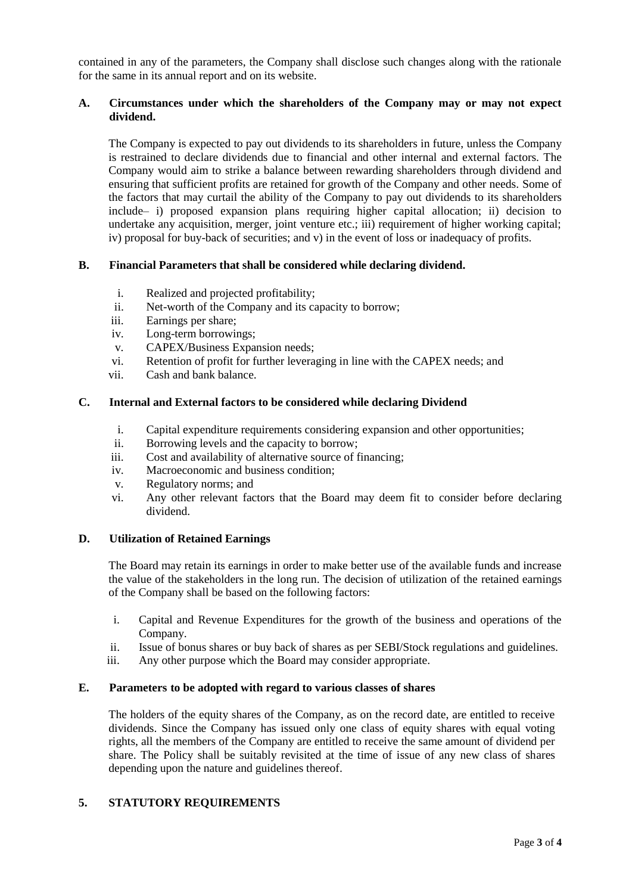contained in any of the parameters, the Company shall disclose such changes along with the rationale for the same in its annual report and on its website.

### A. Circumstances under which the shareholders of the Company may or may not expect dividend.

The Company is expected to pay out dividends to its shareholders in future, unless the Company is restrained to declare dividends due to financial and other internal and external factors. The Company would aim to strike a balance between rewarding shareholders through dividend and ensuring that sufficient profits are retained for growth of the Company and other needs. Some of the factors that may curtail the ability of the Company to pay out dividends to its shareholders include– i) proposed expansion plans requiring higher capital allocation; ii) decision to undertake any acquisition, merger, joint venture etc.; iii) requirement of higher working capital; iv) proposal for buy-back of securities; and v) in the event of loss or inadequacy of profits.

### B. Financial Parameters that shall be considered while declaring dividend.

i. Realized and projected profitability;
ii. Net-worth of the Company and its capacity to borrow;
iii. Earnings per share;
iv. Long-term borrowings;
v. CAPEX/Business Expansion needs;
vi. Retention of profit for further leveraging in line with the CAPEX needs; and
vii. Cash and bank balance.

### C. Internal and External factors to be considered while declaring Dividend

i. Capital expenditure requirements considering expansion and other opportunities;
ii. Borrowing levels and the capacity to borrow;
iii. Cost and availability of alternative source of financing;
iv. Macroeconomic and business condition;
v. Regulatory norms; and
vi. Any other relevant factors that the Board may deem fit to consider before declaring dividend.

### D. Utilization of Retained Earnings

The Board may retain its earnings in order to make better use of the available funds and increase the value of the stakeholders in the long run. The decision of utilization of the retained earnings of the Company shall be based on the following factors:

i. Capital and Revenue Expenditures for the growth of the business and operations of the Company.
ii. Issue of bonus shares or buy back of shares as per SEBI/Stock regulations and guidelines.
iii. Any other purpose which the Board may consider appropriate.

### E. Parameters to be adopted with regard to various classes of shares

The holders of the equity shares of the Company, as on the record date, are entitled to receive dividends. Since the Company has issued only one class of equity shares with equal voting rights, all the members of the Company are entitled to receive the same amount of dividend per share. The Policy shall be suitably revisited at the time of issue of any new class of shares depending upon the nature and guidelines thereof.

## 5. STATUTORY REQUIREMENTS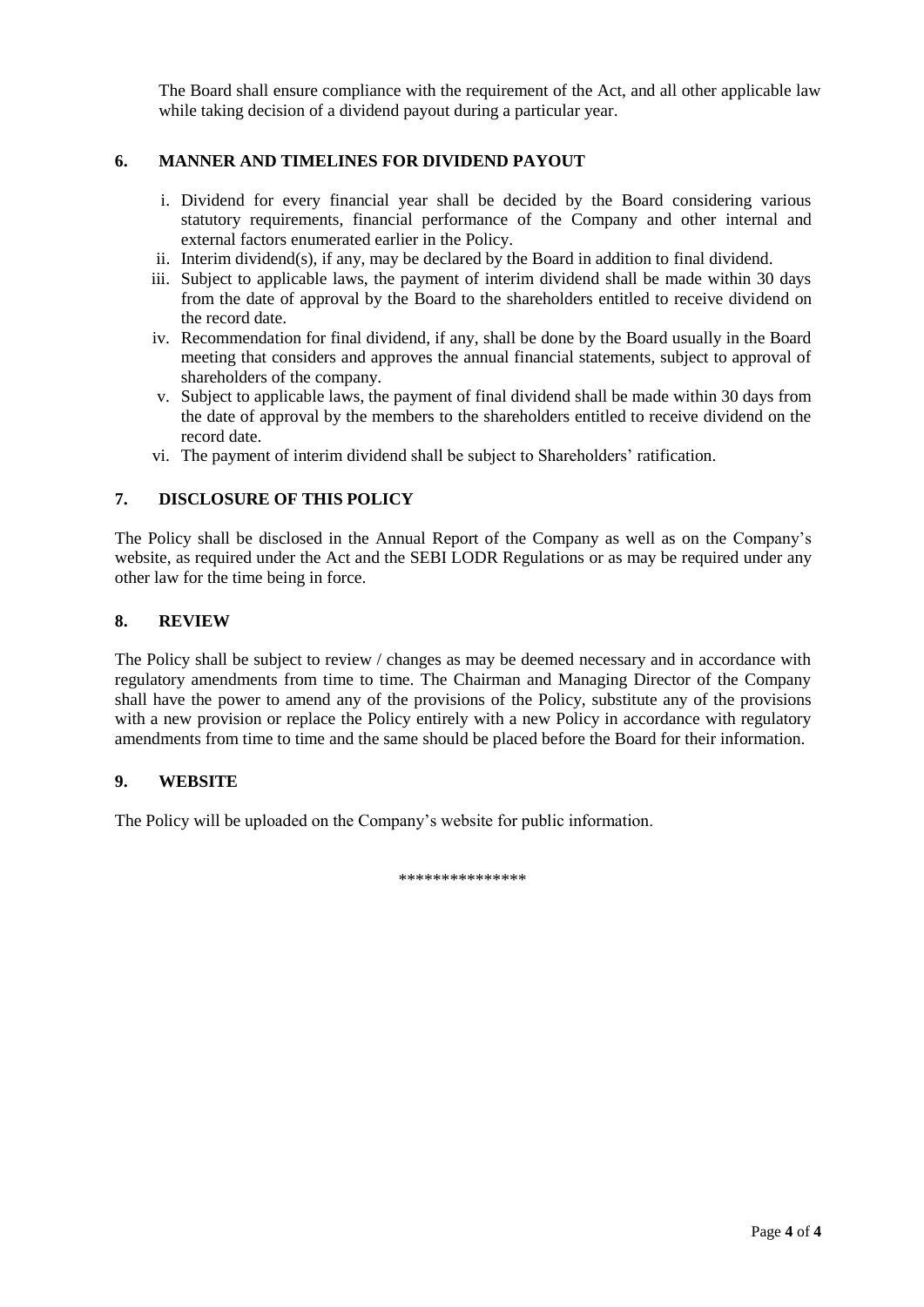The Board shall ensure compliance with the requirement of the Act, and all other applicable law while taking decision of a dividend payout during a particular year.

## 6. MANNER AND TIMELINES FOR DIVIDEND PAYOUT

i. Dividend for every financial year shall be decided by the Board considering various statutory requirements, financial performance of the Company and other internal and external factors enumerated earlier in the Policy.

ii. Interim dividend(s), if any, may be declared by the Board in addition to final dividend.

iii. Subject to applicable laws, the payment of interim dividend shall be made within 30 days from the date of approval by the Board to the shareholders entitled to receive dividend on the record date.

iv. Recommendation for final dividend, if any, shall be done by the Board usually in the Board meeting that considers and approves the annual financial statements, subject to approval of shareholders of the company.

v. Subject to applicable laws, the payment of final dividend shall be made within 30 days from the date of approval by the members to the shareholders entitled to receive dividend on the record date.

vi. The payment of interim dividend shall be subject to Shareholders' ratification.

## 7. DISCLOSURE OF THIS POLICY

The Policy shall be disclosed in the Annual Report of the Company as well as on the Company's website, as required under the Act and the SEBI LODR Regulations or as may be required under any other law for the time being in force.

## 8. REVIEW

The Policy shall be subject to review / changes as may be deemed necessary and in accordance with regulatory amendments from time to time. The Chairman and Managing Director of the Company shall have the power to amend any of the provisions of the Policy, substitute any of the provisions with a new provision or replace the Policy entirely with a new Policy in accordance with regulatory amendments from time to time and the same should be placed before the Board for their information.

## 9. WEBSITE

The Policy will be uploaded on the Company's website for public information.

***************